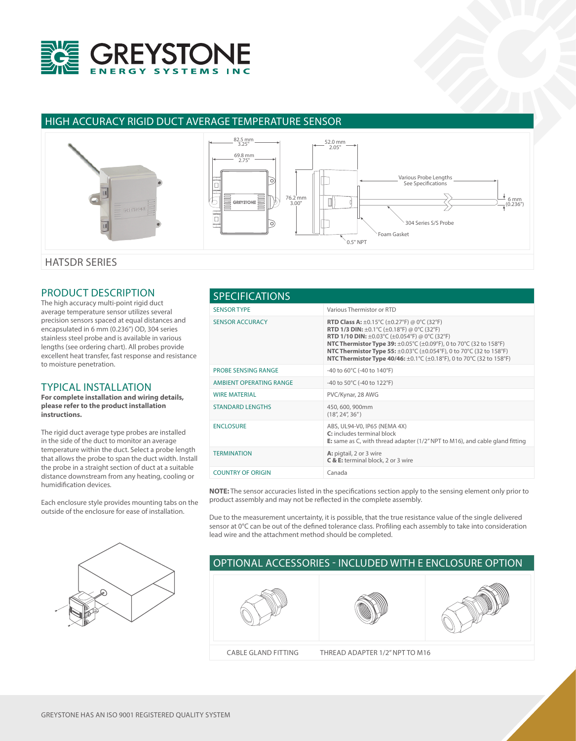# HIGH ACCURACY RIGID DUCT AVERAGE TEMPERATURE SENSOR

82.5 mm 3.25"

69.8 mm 2.75"

52.0 mm 2.05"

76.2 mm 3.00"

Various Probe Lengths See Specifications

6 mm (0.236")

304 Series S/S Probe

Foam Gasket

0.5" NPT

## HATSDR SERIES

## PRODUCT DESCRIPTION

The high accuracy multi-point rigid duct average temperature sensor utilizes several precision sensors spaced at equal distances and encapsulated in 6 mm (0.236") OD, 304 series stainless steel probe and is available in various lengths (see ordering chart). All probes provide excellent heat transfer, fast response and resistance to moisture penetration.

## TYPICAL INSTALLATION

**For complete installation and wiring details, please refer to the product installation instructions.**

The rigid duct average type probes are installed in the side of the duct to monitor an average temperature within the duct. Select a probe length that allows the probe to span the duct width. Install the probe in a straight section of duct at a suitable distance downstream from any heating, cooling or humidification devices.

Each enclosure style provides mounting tabs on the outside of the enclosure for ease of installation.

## SPECIFICATIONS

| | |
|---|---|
| SENSOR TYPE | Various Thermistor or RTD |
| SENSOR ACCURACY | **RTD Class A:** ±0.15°C (±0.27°F) @ 0°C (32°F)<br>**RTD 1/3 DIN:** ±0.1°C (±0.18°F) @ 0°C (32°F)<br>**RTD 1/10 DIN:** ±0.03°C (±0.054°F) @ 0°C (32°F)<br>**NTC Thermistor Type 39:** ±0.05°C (±0.09°F), 0 to 70°C (32 to 158°F)<br>**NTC Thermistor Type 55:** ±0.03°C (±0.054°F), 0 to 70°C (32 to 158°F)<br>**NTC Thermistor Type 40/46:** ±0.1°C (±0.18°F), 0 to 70°C (32 to 158°F) |
| PROBE SENSING RANGE | -40 to 60°C (-40 to 140°F) |
| AMBIENT OPERATING RANGE | -40 to 50°C (-40 to 122°F) |
| WIRE MATERIAL | PVC/Kynar, 28 AWG |
| STANDARD LENGTHS | 450, 600, 900mm<br>(18", 24", 36") |
| ENCLOSURE | ABS, UL94-V0, IP65 (NEMA 4X)<br>**C:** includes terminal block<br>**E:** same as C, with thread adapter (1/2" NPT to M16), and cable gland fitting |
| TERMINATION | **A:** pigtail, 2 or 3 wire<br>**C & E:** terminal block, 2 or 3 wire |
| COUNTRY OF ORIGIN | Canada |

**NOTE:** The sensor accuracies listed in the specifications section apply to the sensing element only prior to product assembly and may not be reflected in the complete assembly.

Due to the measurement uncertainty, it is possible, that the true resistance value of the single delivered sensor at 0°C can be out of the defined tolerance class. Profiling each assembly to take into consideration lead wire and the attachment method should be completed.

## OPTIONAL ACCESSORIES - INCLUDED WITH E ENCLOSURE OPTION

CABLE GLAND FITTING

THREAD ADAPTER 1/2" NPT TO M16

GREYSTONE HAS AN ISO 9001 REGISTERED QUALITY SYSTEM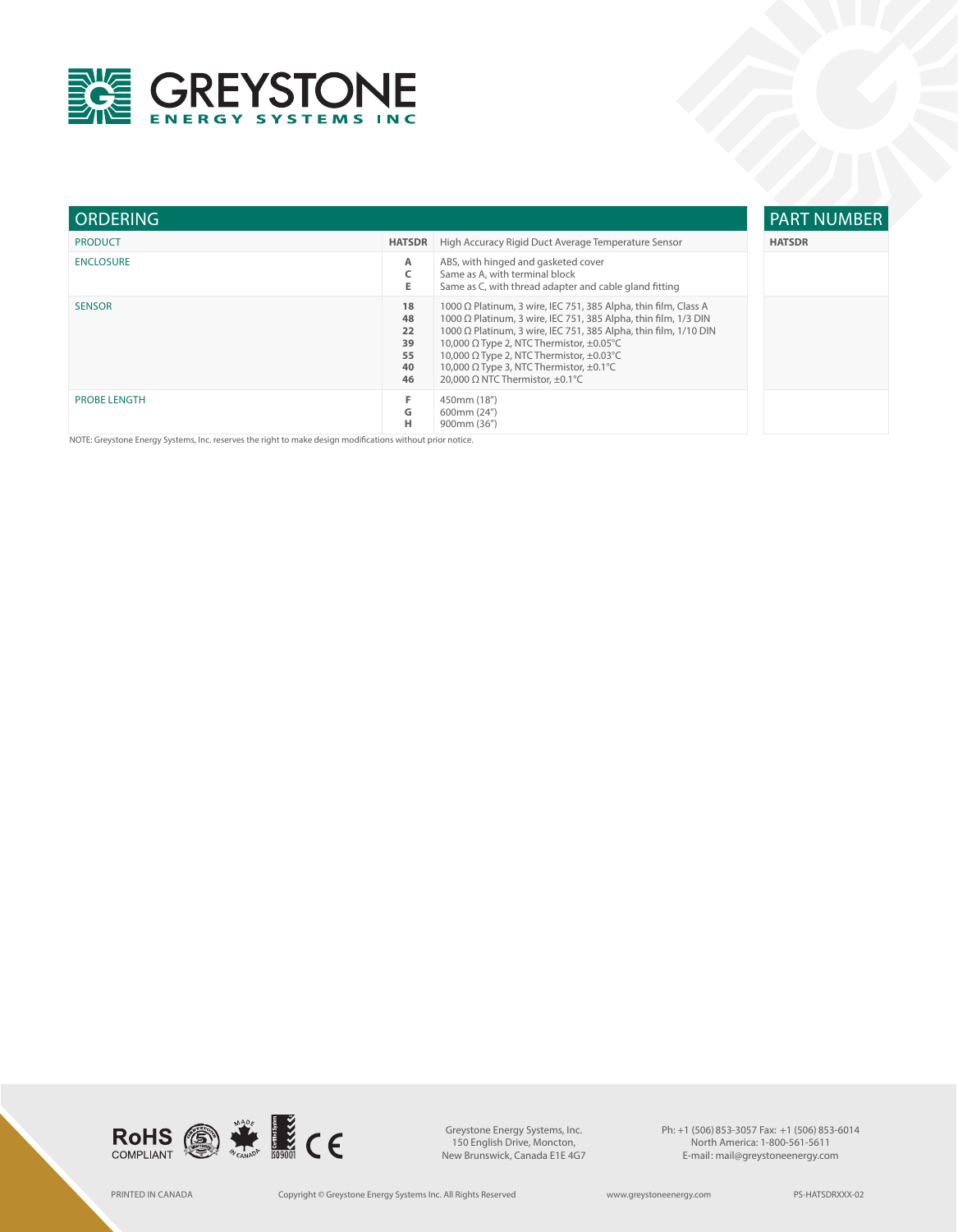## ORDERING

| | | | PART NUMBER |
|---|---|---|---|
| PRODUCT | **HATSDR** | High Accuracy Rigid Duct Average Temperature Sensor | **HATSDR** |
| ENCLOSURE | **A**<br>**C**<br>**E** | ABS, with hinged and gasketed cover<br>Same as A, with terminal block<br>Same as C, with thread adapter and cable gland fitting | |
| SENSOR | **18**<br>**48**<br>**22**<br>**39**<br>**55**<br>**40**<br>**46** | 1000 Ω Platinum, 3 wire, IEC 751, 385 Alpha, thin film, Class A<br>1000 Ω Platinum, 3 wire, IEC 751, 385 Alpha, thin film, 1/3 DIN<br>1000 Ω Platinum, 3 wire, IEC 751, 385 Alpha, thin film, 1/10 DIN<br>10,000 Ω Type 2, NTC Thermistor, ±0.05°C<br>10,000 Ω Type 2, NTC Thermistor, ±0.03°C<br>10,000 Ω Type 3, NTC Thermistor, ±0.1°C<br>20,000 Ω NTC Thermistor, ±0.1°C | |
| PROBE LENGTH | **F**<br>**G**<br>**H** | 450mm (18")<br>600mm (24")<br>900mm (36") | |

NOTE: Greystone Energy Systems, Inc. reserves the right to make design modifications without prior notice.

Greystone Energy Systems, Inc.
150 English Drive, Moncton,
New Brunswick, Canada E1E 4G7

Ph: +1 (506) 853-3057 Fax: +1 (506) 853-6014
North America: 1-800-561-5611
E-mail: mail@greystoneenergy.com

PRINTED IN CANADA

Copyright © Greystone Energy Systems Inc. All Rights Reserved

www.greystoneenergy.com

PS-HATSDRXXX-02